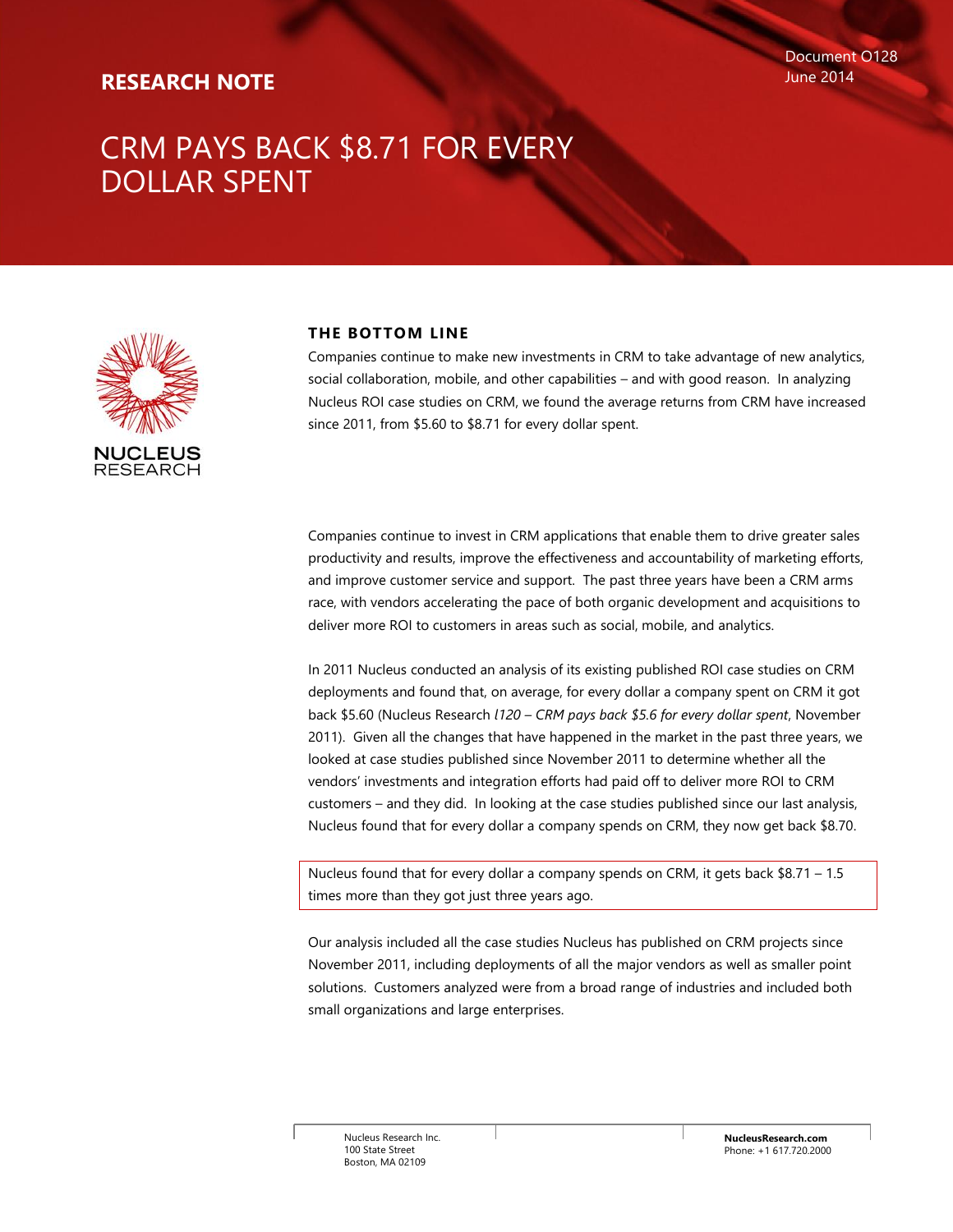RESEARCH NOTE

Document O128
June 2014

# CRM PAYS BACK $8.71 FOR EVERY DOLLAR SPENT

NUCLEUS RESEARCH

## THE BOTTOM LINE

Companies continue to make new investments in CRM to take advantage of new analytics, social collaboration, mobile, and other capabilities – and with good reason. In analyzing Nucleus ROI case studies on CRM, we found the average returns from CRM have increased since 2011, from $5.60 to $8.71 for every dollar spent.

Companies continue to invest in CRM applications that enable them to drive greater sales productivity and results, improve the effectiveness and accountability of marketing efforts, and improve customer service and support. The past three years have been a CRM arms race, with vendors accelerating the pace of both organic development and acquisitions to deliver more ROI to customers in areas such as social, mobile, and analytics.

In 2011 Nucleus conducted an analysis of its existing published ROI case studies on CRM deployments and found that, on average, for every dollar a company spent on CRM it got back $5.60 (Nucleus Research *l120 – CRM pays back $5.6 for every dollar spent*, November 2011). Given all the changes that have happened in the market in the past three years, we looked at case studies published since November 2011 to determine whether all the vendors' investments and integration efforts had paid off to deliver more ROI to CRM customers – and they did. In looking at the case studies published since our last analysis, Nucleus found that for every dollar a company spends on CRM, they now get back $8.70.

> Nucleus found that for every dollar a company spends on CRM, it gets back $8.71 – 1.5 times more than they got just three years ago.

Our analysis included all the case studies Nucleus has published on CRM projects since November 2011, including deployments of all the major vendors as well as smaller point solutions. Customers analyzed were from a broad range of industries and included both small organizations and large enterprises.

Nucleus Research Inc.
100 State Street
Boston, MA 02109

**NucleusResearch.com**
Phone: +1 617.720.2000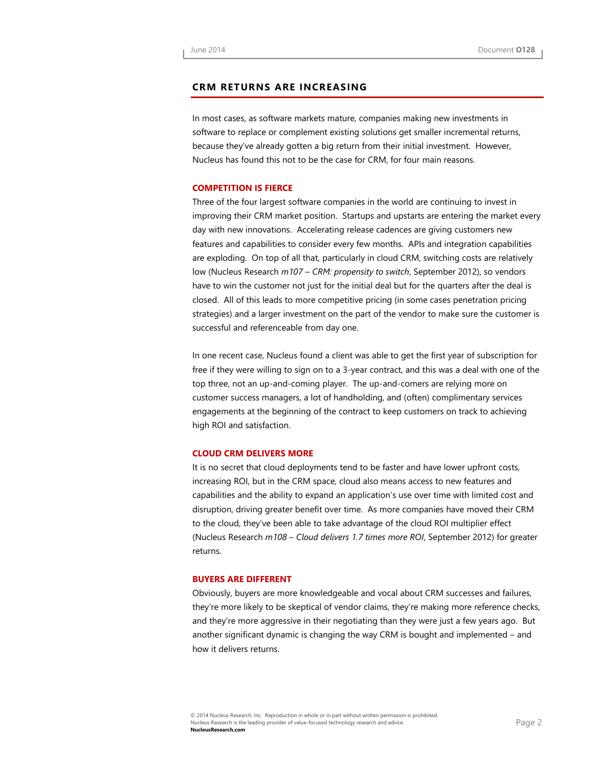## CRM RETURNS ARE INCREASING

In most cases, as software markets mature, companies making new investments in software to replace or complement existing solutions get smaller incremental returns, because they've already gotten a big return from their initial investment. However, Nucleus has found this not to be the case for CRM, for four main reasons.

### COMPETITION IS FIERCE

Three of the four largest software companies in the world are continuing to invest in improving their CRM market position. Startups and upstarts are entering the market every day with new innovations. Accelerating release cadences are giving customers new features and capabilities to consider every few months. APIs and integration capabilities are exploding. On top of all that, particularly in cloud CRM, switching costs are relatively low (Nucleus Research *m107 – CRM: propensity to switch*, September 2012), so vendors have to win the customer not just for the initial deal but for the quarters after the deal is closed. All of this leads to more competitive pricing (in some cases penetration pricing strategies) and a larger investment on the part of the vendor to make sure the customer is successful and referenceable from day one.

In one recent case, Nucleus found a client was able to get the first year of subscription for free if they were willing to sign on to a 3-year contract, and this was a deal with one of the top three, not an up-and-coming player. The up-and-comers are relying more on customer success managers, a lot of handholding, and (often) complimentary services engagements at the beginning of the contract to keep customers on track to achieving high ROI and satisfaction.

### CLOUD CRM DELIVERS MORE

It is no secret that cloud deployments tend to be faster and have lower upfront costs, increasing ROI, but in the CRM space, cloud also means access to new features and capabilities and the ability to expand an application's use over time with limited cost and disruption, driving greater benefit over time. As more companies have moved their CRM to the cloud, they've been able to take advantage of the cloud ROI multiplier effect (Nucleus Research *m108 – Cloud delivers 1.7 times more ROI*, September 2012) for greater returns.

### BUYERS ARE DIFFERENT

Obviously, buyers are more knowledgeable and vocal about CRM successes and failures, they're more likely to be skeptical of vendor claims, they're making more reference checks, and they're more aggressive in their negotiating than they were just a few years ago. But another significant dynamic is changing the way CRM is bought and implemented – and how it delivers returns.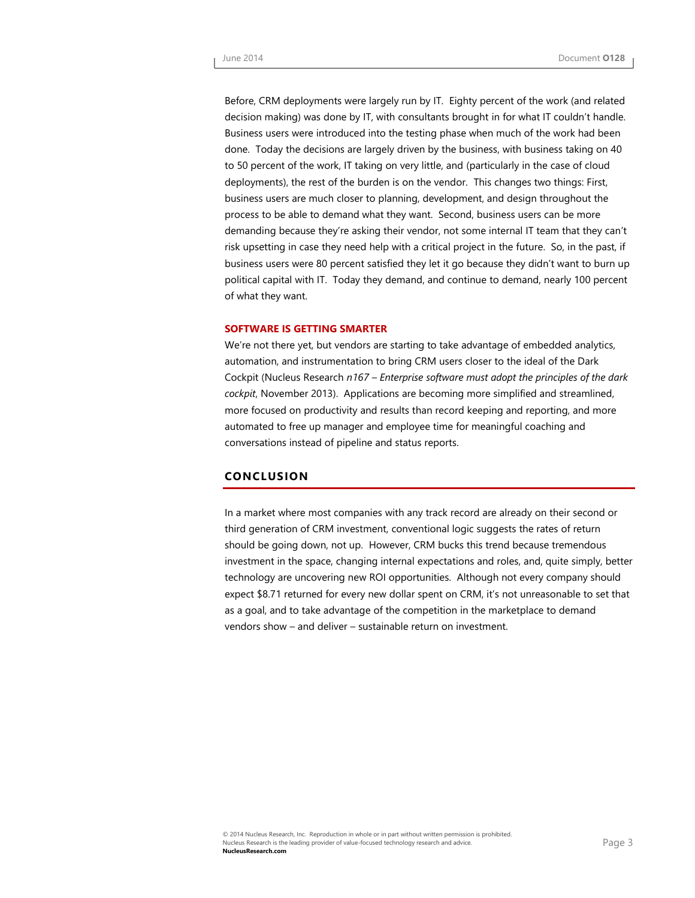Before, CRM deployments were largely run by IT. Eighty percent of the work (and related decision making) was done by IT, with consultants brought in for what IT couldn't handle. Business users were introduced into the testing phase when much of the work had been done. Today the decisions are largely driven by the business, with business taking on 40 to 50 percent of the work, IT taking on very little, and (particularly in the case of cloud deployments), the rest of the burden is on the vendor. This changes two things: First, business users are much closer to planning, development, and design throughout the process to be able to demand what they want. Second, business users can be more demanding because they're asking their vendor, not some internal IT team that they can't risk upsetting in case they need help with a critical project in the future. So, in the past, if business users were 80 percent satisfied they let it go because they didn't want to burn up political capital with IT. Today they demand, and continue to demand, nearly 100 percent of what they want.

### SOFTWARE IS GETTING SMARTER

We're not there yet, but vendors are starting to take advantage of embedded analytics, automation, and instrumentation to bring CRM users closer to the ideal of the Dark Cockpit (Nucleus Research *n167 – Enterprise software must adopt the principles of the dark cockpit*, November 2013). Applications are becoming more simplified and streamlined, more focused on productivity and results than record keeping and reporting, and more automated to free up manager and employee time for meaningful coaching and conversations instead of pipeline and status reports.

## CONCLUSION

In a market where most companies with any track record are already on their second or third generation of CRM investment, conventional logic suggests the rates of return should be going down, not up. However, CRM bucks this trend because tremendous investment in the space, changing internal expectations and roles, and, quite simply, better technology are uncovering new ROI opportunities. Although not every company should expect $8.71 returned for every new dollar spent on CRM, it's not unreasonable to set that as a goal, and to take advantage of the competition in the marketplace to demand vendors show – and deliver – sustainable return on investment.